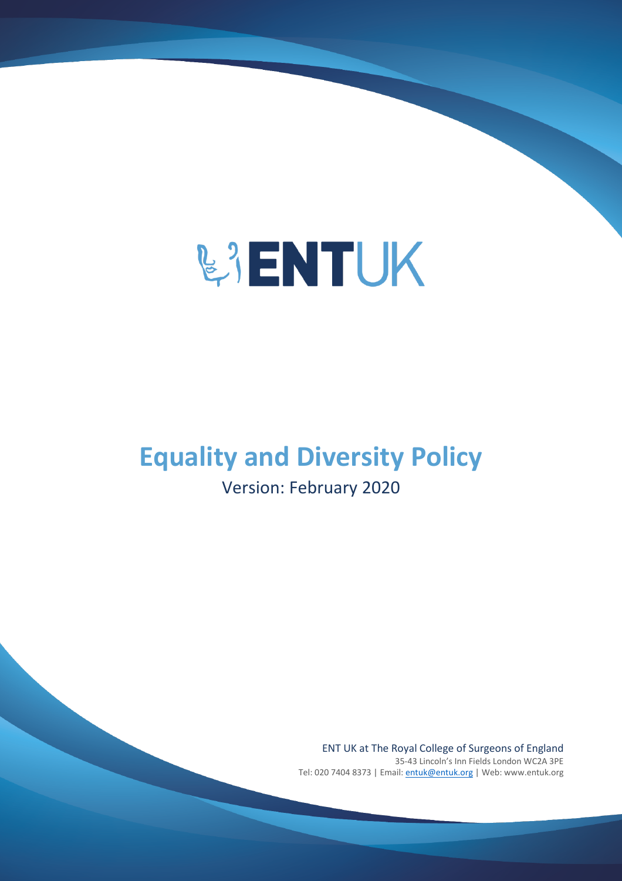ENTUK

# Equality and Diversity Policy

Version: February 2020

ENT UK at The Royal College of Surgeons of England

35-43 Lincoln's Inn Fields London WC2A 3PE

Tel: 020 7404 8373 | Email: entuk@entuk.org | Web: www.entuk.org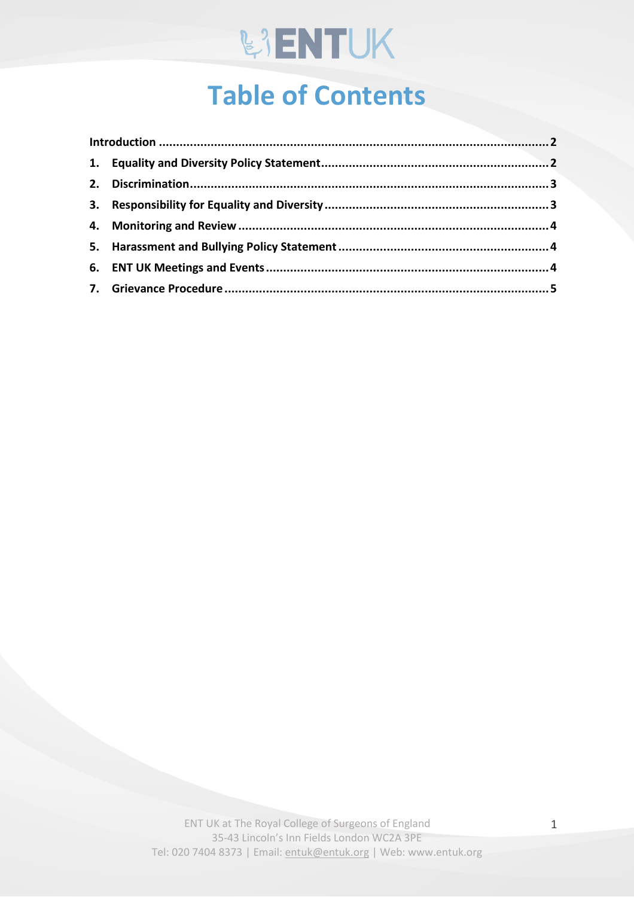# Table of Contents

| | |
|---|---|
| **Introduction** | **2** |
| **1. Equality and Diversity Policy Statement** | **2** |
| **2. Discrimination** | **3** |
| **3. Responsibility for Equality and Diversity** | **3** |
| **4. Monitoring and Review** | **4** |
| **5. Harassment and Bullying Policy Statement** | **4** |
| **6. ENT UK Meetings and Events** | **4** |
| **7. Grievance Procedure** | **5** |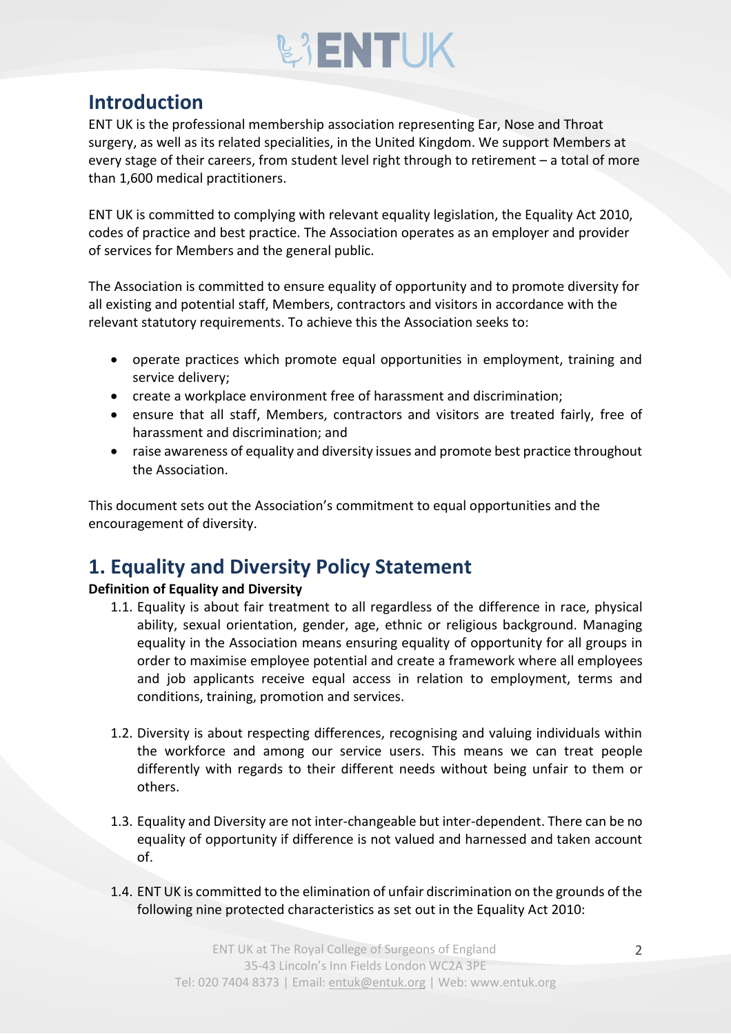## Introduction

ENT UK is the professional membership association representing Ear, Nose and Throat surgery, as well as its related specialities, in the United Kingdom. We support Members at every stage of their careers, from student level right through to retirement – a total of more than 1,600 medical practitioners.

ENT UK is committed to complying with relevant equality legislation, the Equality Act 2010, codes of practice and best practice. The Association operates as an employer and provider of services for Members and the general public.

The Association is committed to ensure equality of opportunity and to promote diversity for all existing and potential staff, Members, contractors and visitors in accordance with the relevant statutory requirements. To achieve this the Association seeks to:

- operate practices which promote equal opportunities in employment, training and service delivery;
- create a workplace environment free of harassment and discrimination;
- ensure that all staff, Members, contractors and visitors are treated fairly, free of harassment and discrimination; and
- raise awareness of equality and diversity issues and promote best practice throughout the Association.

This document sets out the Association's commitment to equal opportunities and the encouragement of diversity.

## 1. Equality and Diversity Policy Statement

**Definition of Equality and Diversity**

1.1. Equality is about fair treatment to all regardless of the difference in race, physical ability, sexual orientation, gender, age, ethnic or religious background. Managing equality in the Association means ensuring equality of opportunity for all groups in order to maximise employee potential and create a framework where all employees and job applicants receive equal access in relation to employment, terms and conditions, training, promotion and services.

1.2. Diversity is about respecting differences, recognising and valuing individuals within the workforce and among our service users. This means we can treat people differently with regards to their different needs without being unfair to them or others.

1.3. Equality and Diversity are not inter-changeable but inter-dependent. There can be no equality of opportunity if difference is not valued and harnessed and taken account of.

1.4. ENT UK is committed to the elimination of unfair discrimination on the grounds of the following nine protected characteristics as set out in the Equality Act 2010: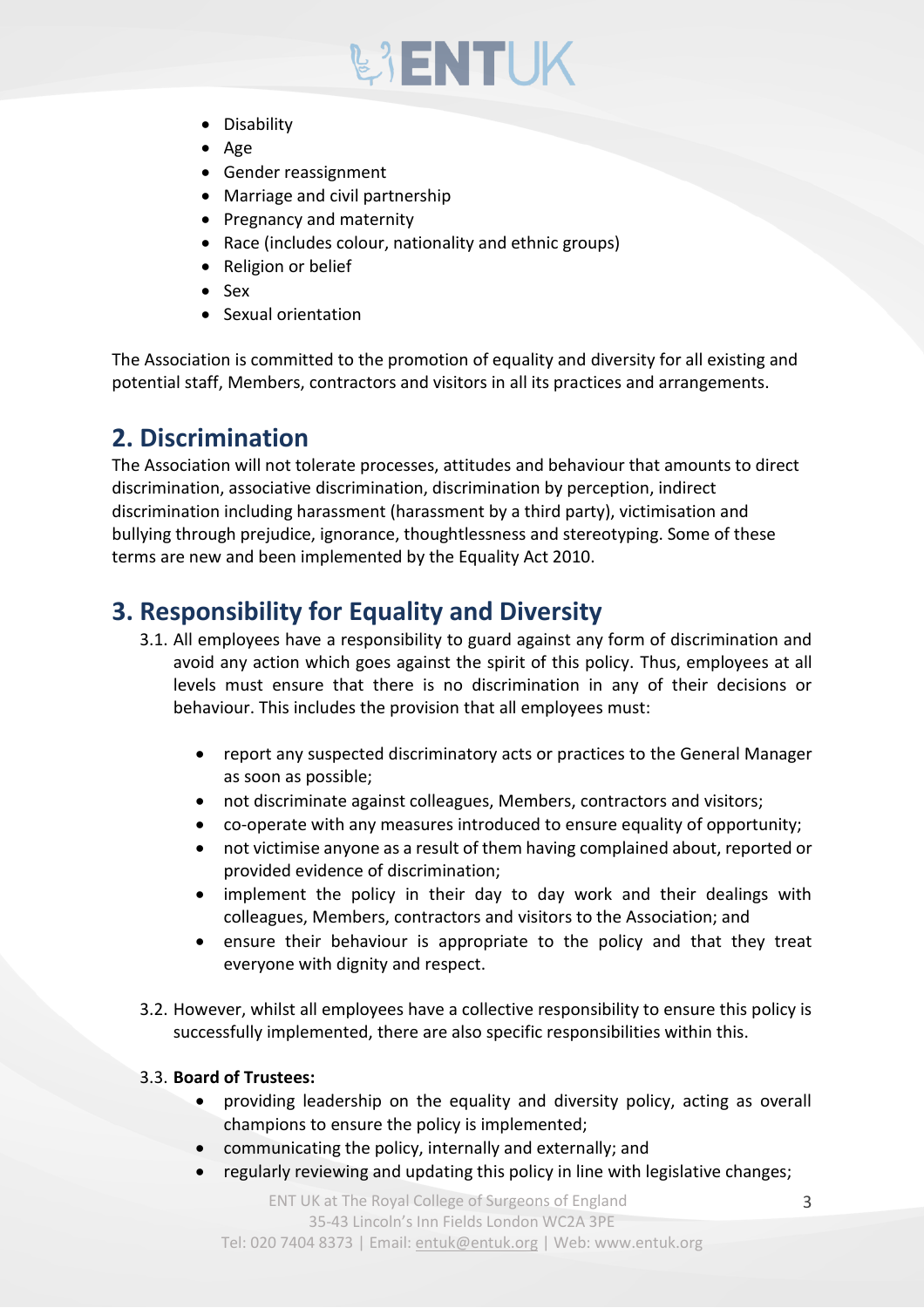- Disability
- Age
- Gender reassignment
- Marriage and civil partnership
- Pregnancy and maternity
- Race (includes colour, nationality and ethnic groups)
- Religion or belief
- Sex
- Sexual orientation

The Association is committed to the promotion of equality and diversity for all existing and potential staff, Members, contractors and visitors in all its practices and arrangements.

## 2. Discrimination

The Association will not tolerate processes, attitudes and behaviour that amounts to direct discrimination, associative discrimination, discrimination by perception, indirect discrimination including harassment (harassment by a third party), victimisation and bullying through prejudice, ignorance, thoughtlessness and stereotyping. Some of these terms are new and been implemented by the Equality Act 2010.

## 3. Responsibility for Equality and Diversity

3.1. All employees have a responsibility to guard against any form of discrimination and avoid any action which goes against the spirit of this policy. Thus, employees at all levels must ensure that there is no discrimination in any of their decisions or behaviour. This includes the provision that all employees must:

- report any suspected discriminatory acts or practices to the General Manager as soon as possible;
- not discriminate against colleagues, Members, contractors and visitors;
- co-operate with any measures introduced to ensure equality of opportunity;
- not victimise anyone as a result of them having complained about, reported or provided evidence of discrimination;
- implement the policy in their day to day work and their dealings with colleagues, Members, contractors and visitors to the Association; and
- ensure their behaviour is appropriate to the policy and that they treat everyone with dignity and respect.

3.2. However, whilst all employees have a collective responsibility to ensure this policy is successfully implemented, there are also specific responsibilities within this.

3.3. **Board of Trustees:**

- providing leadership on the equality and diversity policy, acting as overall champions to ensure the policy is implemented;
- communicating the policy, internally and externally; and
- regularly reviewing and updating this policy in line with legislative changes;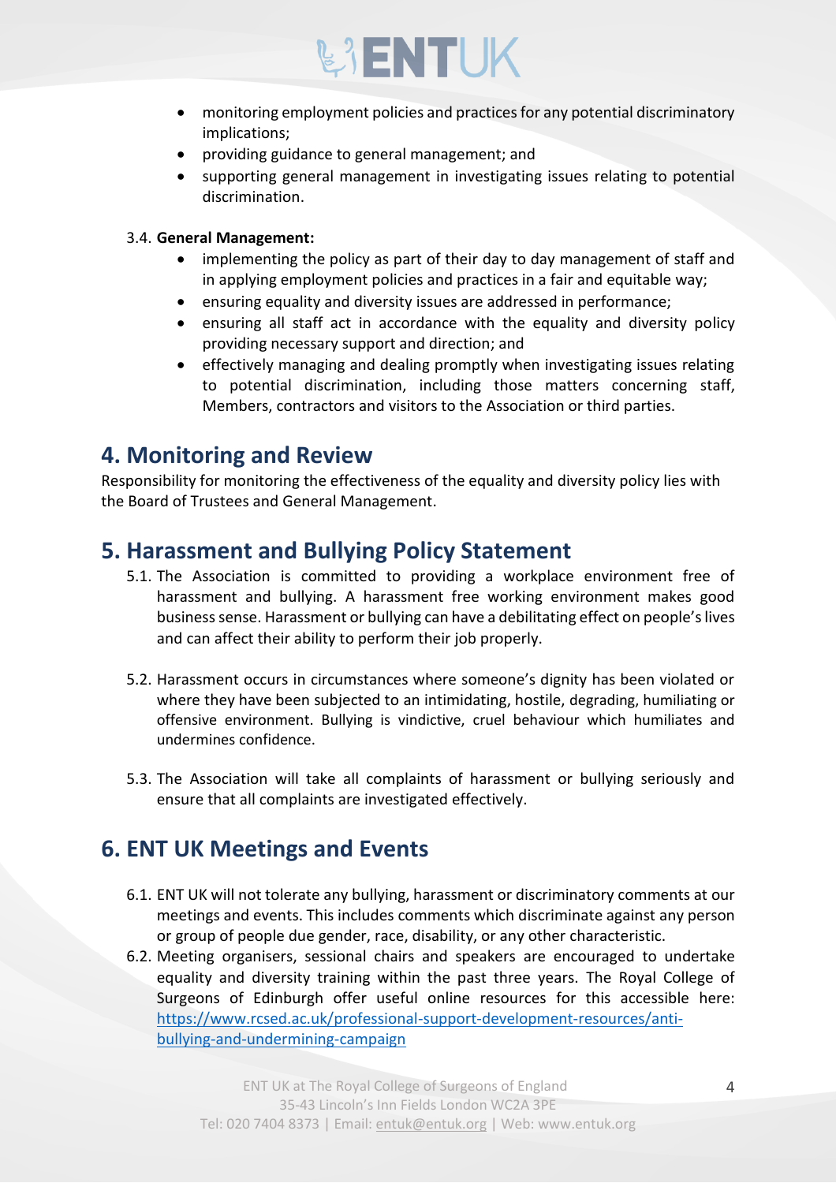- monitoring employment policies and practices for any potential discriminatory implications;
- providing guidance to general management; and
- supporting general management in investigating issues relating to potential discrimination.

3.4. **General Management:**

- implementing the policy as part of their day to day management of staff and in applying employment policies and practices in a fair and equitable way;
- ensuring equality and diversity issues are addressed in performance;
- ensuring all staff act in accordance with the equality and diversity policy providing necessary support and direction; and
- effectively managing and dealing promptly when investigating issues relating to potential discrimination, including those matters concerning staff, Members, contractors and visitors to the Association or third parties.

## 4. Monitoring and Review

Responsibility for monitoring the effectiveness of the equality and diversity policy lies with the Board of Trustees and General Management.

## 5. Harassment and Bullying Policy Statement

5.1. The Association is committed to providing a workplace environment free of harassment and bullying. A harassment free working environment makes good business sense. Harassment or bullying can have a debilitating effect on people's lives and can affect their ability to perform their job properly.

5.2. Harassment occurs in circumstances where someone's dignity has been violated or where they have been subjected to an intimidating, hostile, degrading, humiliating or offensive environment. Bullying is vindictive, cruel behaviour which humiliates and undermines confidence.

5.3. The Association will take all complaints of harassment or bullying seriously and ensure that all complaints are investigated effectively.

## 6. ENT UK Meetings and Events

6.1. ENT UK will not tolerate any bullying, harassment or discriminatory comments at our meetings and events. This includes comments which discriminate against any person or group of people due gender, race, disability, or any other characteristic.

6.2. Meeting organisers, sessional chairs and speakers are encouraged to undertake equality and diversity training within the past three years. The Royal College of Surgeons of Edinburgh offer useful online resources for this accessible here: https://www.rcsed.ac.uk/professional-support-development-resources/anti-bullying-and-undermining-campaign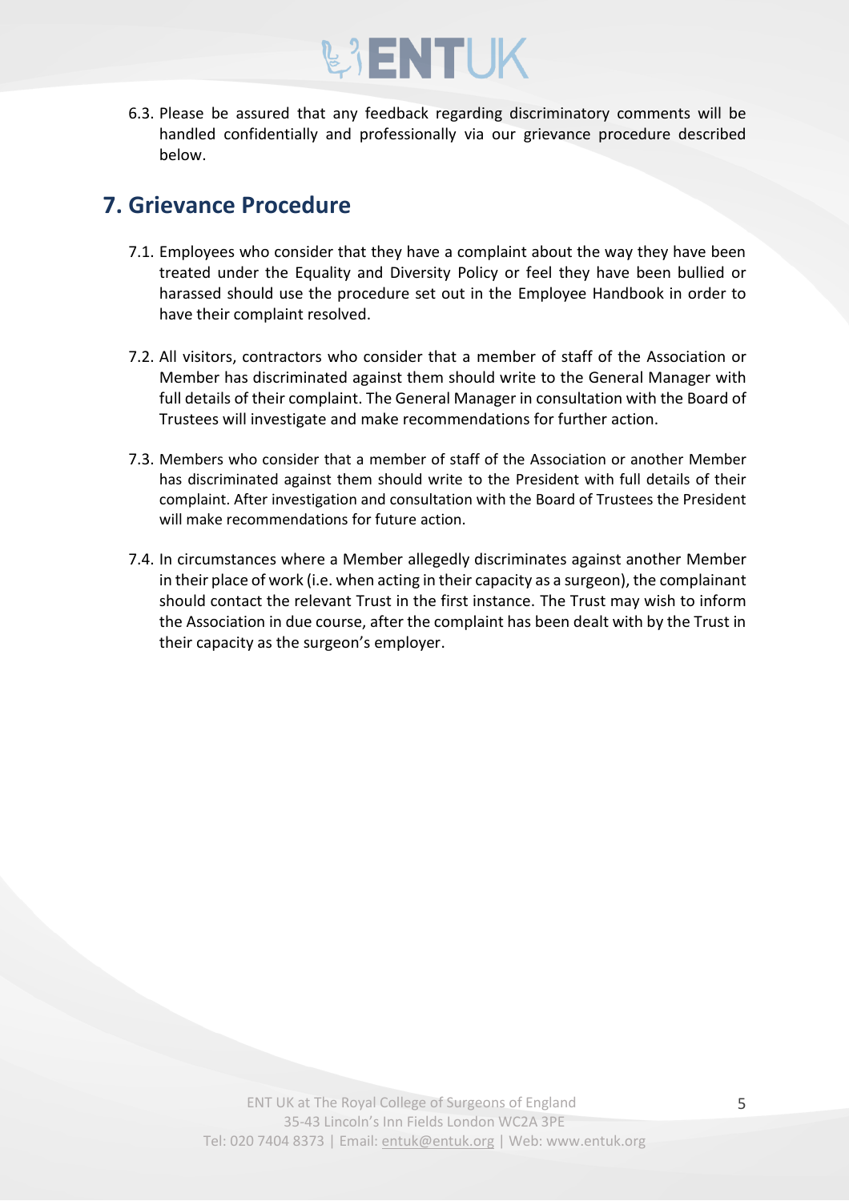6.3. Please be assured that any feedback regarding discriminatory comments will be handled confidentially and professionally via our grievance procedure described below.

## 7. Grievance Procedure

7.1. Employees who consider that they have a complaint about the way they have been treated under the Equality and Diversity Policy or feel they been bullied or harassed should use the procedure set out in the Employee Handbook in order to have their complaint resolved.

7.2. All visitors, contractors who consider that a member of staff of the Association or Member has discriminated against them should write to the General Manager with full details of their complaint. The General Manager in consultation with the Board of Trustees will investigate and make recommendations for further action.

7.3. Members who consider that a member of staff of the Association or another Member has discriminated against them should write to the President with full details of their complaint. After investigation and consultation with the Board of Trustees the President will make recommendations for future action.

7.4. In circumstances where a Member allegedly discriminates against another Member in their place of work (i.e. when acting in their capacity as a surgeon), the complainant should contact the relevant Trust in the first instance. The Trust may wish to inform the Association in due course, after the complaint has been dealt with by the Trust in their capacity as the surgeon's employer.